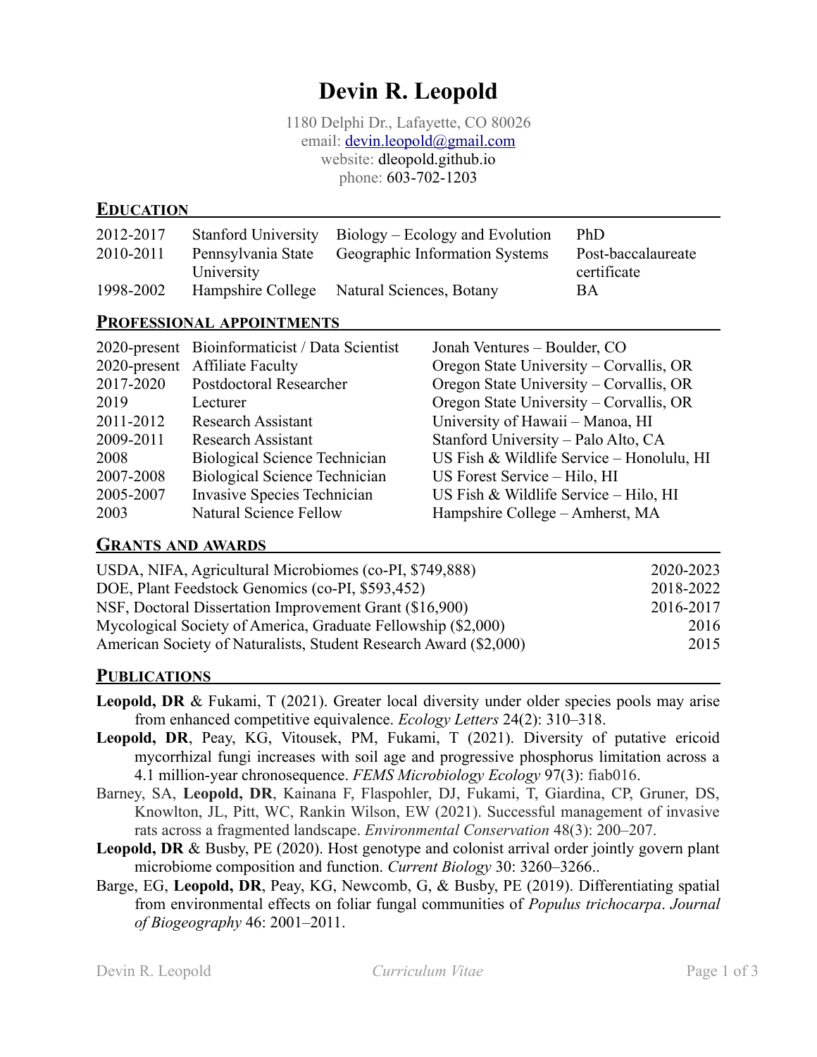# Devin R. Leopold

1180 Delphi Dr., Lafayette, CO 80026
email: devin.leopold@gmail.com
website: dleopold.github.io
phone: 603-702-1203

## Education

| | | | |
|---|---|---|---|
| 2012-2017 | Stanford University | Biology – Ecology and Evolution | PhD |
| 2010-2011 | Pennsylvania State University | Geographic Information Systems | Post-baccalaureate certificate |
| 1998-2002 | Hampshire College | Natural Sciences, Botany | BA |

## Professional appointments

| | | |
|---|---|---|
| 2020-present | Bioinformaticist / Data Scientist | Jonah Ventures – Boulder, CO |
| 2020-present | Affiliate Faculty | Oregon State University – Corvallis, OR |
| 2017-2020 | Postdoctoral Researcher | Oregon State University – Corvallis, OR |
| 2019 | Lecturer | Oregon State University – Corvallis, OR |
| 2011-2012 | Research Assistant | University of Hawaii – Manoa, HI |
| 2009-2011 | Research Assistant | Stanford University – Palo Alto, CA |
| 2008 | Biological Science Technician | US Fish & Wildlife Service – Honolulu, HI |
| 2007-2008 | Biological Science Technician | US Forest Service – Hilo, HI |
| 2005-2007 | Invasive Species Technician | US Fish & Wildlife Service – Hilo, HI |
| 2003 | Natural Science Fellow | Hampshire College – Amherst, MA |

## Grants and awards

| | |
|---|---|
| USDA, NIFA, Agricultural Microbiomes (co-PI, $749,888) | 2020-2023 |
| DOE, Plant Feedstock Genomics (co-PI, $593,452) | 2018-2022 |
| NSF, Doctoral Dissertation Improvement Grant ($16,900) | 2016-2017 |
| Mycological Society of America, Graduate Fellowship ($2,000) | 2016 |
| American Society of Naturalists, Student Research Award ($2,000) | 2015 |

## Publications

**Leopold, DR** & Fukami, T (2021). Greater local diversity under older species pools may arise from enhanced competitive equivalence. *Ecology Letters* 24(2): 310–318.

**Leopold, DR**, Peay, KG, Vitousek, PM, Fukami, T (2021). Diversity of putative ericoid mycorrhizal fungi increases with soil age and progressive phosphorus limitation across a 4.1 million-year chronosequence. *FEMS Microbiology Ecology* 97(3): fiab016.

Barney, SA, **Leopold, DR**, Kainana F, Flaspohler, DJ, Fukami, T, Giardina, CP, Gruner, DS, Knowlton, JL, Pitt, WC, Rankin Wilson, EW (2021). Successful management of invasive rats across a fragmented landscape. *Environmental Conservation* 48(3): 200–207.

**Leopold, DR** & Busby, PE (2020). Host genotype and colonist arrival order jointly govern plant microbiome composition and function. *Current Biology* 30: 3260–3266..

Barge, EG, **Leopold, DR**, Peay, KG, Newcomb, G, & Busby, PE (2019). Differentiating spatial from environmental effects on foliar fungal communities of *Populus trichocarpa*. *Journal of Biogeography* 46: 2001–2011.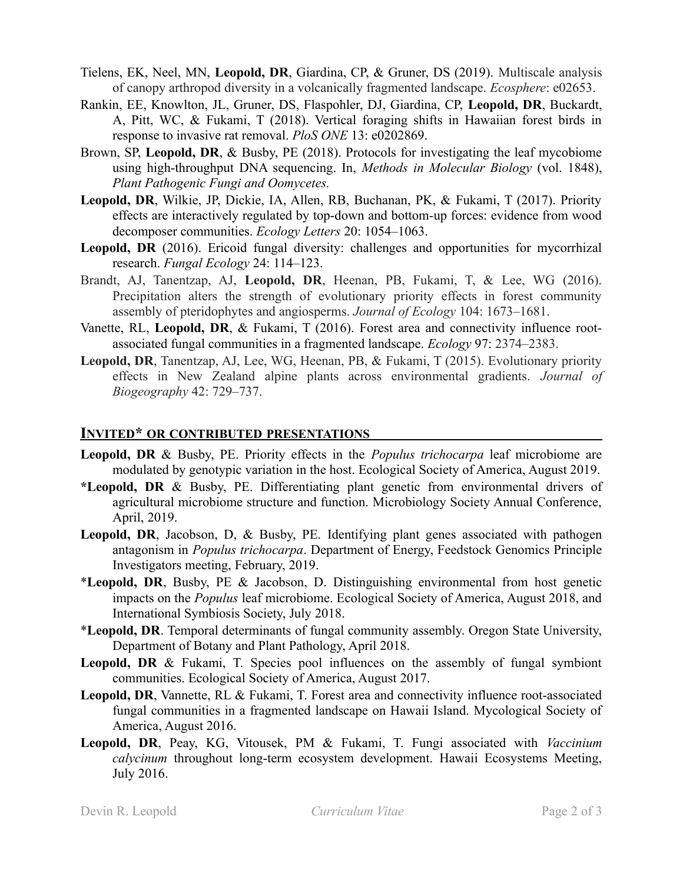Tielens, EK, Neel, MN, **Leopold, DR**, Giardina, CP, & Gruner, DS (2019). Multiscale analysis of canopy arthropod diversity in a volcanically fragmented landscape. *Ecosphere*: e02653.

Rankin, EE, Knowlton, JL, Gruner, DS, Flaspohler, DJ, Giardina, CP, **Leopold, DR**, Buckardt, A, Pitt, WC, & Fukami, T (2018). Vertical foraging shifts in Hawaiian forest birds in response to invasive rat removal. *PloS ONE* 13: e0202869.

Brown, SP, **Leopold, DR**, & Busby, PE (2018). Protocols for investigating the leaf mycobiome using high-throughput DNA sequencing. In, *Methods in Molecular Biology* (vol. 1848), *Plant Pathogenic Fungi and Oomycetes.*

**Leopold, DR**, Wilkie, JP, Dickie, IA, Allen, RB, Buchanan, PK, & Fukami, T (2017). Priority effects are interactively regulated by top-down and bottom-up forces: evidence from wood decomposer communities. *Ecology Letters* 20: 1054–1063.

**Leopold, DR** (2016). Ericoid fungal diversity: challenges and opportunities for mycorrhizal research. *Fungal Ecology* 24: 114–123.

Brandt, AJ, Tanentzap, AJ, **Leopold, DR**, Heenan, PB, Fukami, T, & Lee, WG (2016). Precipitation alters the strength of evolutionary priority effects in forest community assembly of pteridophytes and angiosperms. *Journal of Ecology* 104: 1673–1681.

Vanette, RL, **Leopold, DR**, & Fukami, T (2016). Forest area and connectivity influence root-associated fungal communities in a fragmented landscape. *Ecology* 97: 2374–2383.

**Leopold, DR**, Tanentzap, AJ, Lee, WG, Heenan, PB, & Fukami, T (2015). Evolutionary priority effects in New Zealand alpine plants across environmental gradients. *Journal of Biogeography* 42: 729–737.

## INVITED* OR CONTRIBUTED PRESENTATIONS

**Leopold, DR** & Busby, PE. Priority effects in the *Populus trichocarpa* leaf microbiome are modulated by genotypic variation in the host. Ecological Society of America, August 2019.

**\*Leopold, DR** & Busby, PE. Differentiating plant genetic from environmental drivers of agricultural microbiome structure and function. Microbiology Society Annual Conference, April, 2019.

**Leopold, DR**, Jacobson, D, & Busby, PE. Identifying plant genes associated with pathogen antagonism in *Populus trichocarpa*. Department of Energy, Feedstock Genomics Principle Investigators meeting, February, 2019.

\***Leopold, DR**, Busby, PE & Jacobson, D. Distinguishing environmental from host genetic impacts on the *Populus* leaf microbiome. Ecological Society of America, August 2018, and International Symbiosis Society, July 2018.

\***Leopold, DR**. Temporal determinants of fungal community assembly. Oregon State University, Department of Botany and Plant Pathology, April 2018.

**Leopold, DR** & Fukami, T. Species pool influences on the assembly of fungal symbiont communities. Ecological Society of America, August 2017.

**Leopold, DR**, Vannette, RL & Fukami, T. Forest area and connectivity influence root-associated fungal communities in a fragmented landscape on Hawaii Island. Mycological Society of America, August 2016.

**Leopold, DR**, Peay, KG, Vitousek, PM & Fukami, T. Fungi associated with *Vaccinium calycinum* throughout long-term ecosystem development. Hawaii Ecosystems Meeting, July 2016.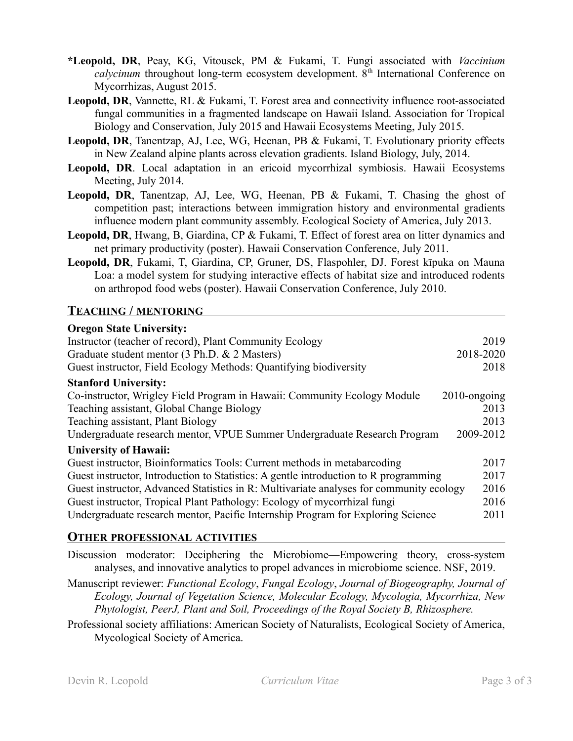**\*Leopold, DR**, Peay, KG, Vitousek, PM & Fukami, T. Fungi associated with *Vaccinium calycinum* throughout long-term ecosystem development. 8[th] International Conference on Mycorrhizas, August 2015.

**Leopold, DR**, Vannette, RL & Fukami, T. Forest area and connectivity influence root-associated fungal communities in a fragmented landscape on Hawaii Island. Association for Tropical Biology and Conservation, July 2015 and Hawaii Ecosystems Meeting, July 2015.

**Leopold, DR**, Tanentzap, AJ, Lee, WG, Heenan, PB & Fukami, T. Evolutionary priority effects in New Zealand alpine plants across elevation gradients. Island Biology, July, 2014.

**Leopold, DR**. Local adaptation in an ericoid mycorrhizal symbiosis. Hawaii Ecosystems Meeting, July 2014.

**Leopold, DR**, Tanentzap, AJ, Lee, WG, Heenan, PB & Fukami, T. Chasing the ghost of competition past; interactions between immigration history and environmental gradients influence modern plant community assembly. Ecological Society of America, July 2013.

**Leopold, DR**, Hwang, B, Giardina, CP & Fukami, T. Effect of forest area on litter dynamics and net primary productivity (poster). Hawaii Conservation Conference, July 2011.

**Leopold, DR**, Fukami, T, Giardina, CP, Gruner, DS, Flaspohler, DJ. Forest kīpuka on Mauna Loa: a model system for studying interactive effects of habitat size and introduced rodents on arthropod food webs (poster). Hawaii Conservation Conference, July 2010.

## Teaching / mentoring

**Oregon State University:**

| | |
|---|---|
| Instructor (teacher of record), Plant Community Ecology | 2019 |
| Graduate student mentor (3 Ph.D. & 2 Masters) | 2018-2020 |
| Guest instructor, Field Ecology Methods: Quantifying biodiversity | 2018 |

**Stanford University:**

| | |
|---|---|
| Co-instructor, Wrigley Field Program in Hawaii: Community Ecology Module | 2010-ongoing |
| Teaching assistant, Global Change Biology | 2013 |
| Teaching assistant, Plant Biology | 2013 |
| Undergraduate research mentor, VPUE Summer Undergraduate Research Program | 2009-2012 |

**University of Hawaii:**

| | |
|---|---|
| Guest instructor, Bioinformatics Tools: Current methods in metabarcoding | 2017 |
| Guest instructor, Introduction to Statistics: A gentle introduction to R programming | 2017 |
| Guest instructor, Advanced Statistics in R: Multivariate analyses for community ecology | 2016 |
| Guest instructor, Tropical Plant Pathology: Ecology of mycorrhizal fungi | 2016 |
| Undergraduate research mentor, Pacific Internship Program for Exploring Science | 2011 |

## Other professional activities

Discussion moderator: Deciphering the Microbiome—Empowering theory, cross-system analyses, and innovative analytics to propel advances in microbiome science. NSF, 2019.

Manuscript reviewer: *Functional Ecology*, *Fungal Ecology*, *Journal of Biogeography, Journal of Ecology, Journal of Vegetation Science, Molecular Ecology, Mycologia, Mycorrhiza, New Phytologist, PeerJ, Plant and Soil, Proceedings of the Royal Society B, Rhizosphere.*

Professional society affiliations: American Society of Naturalists, Ecological Society of America, Mycological Society of America.